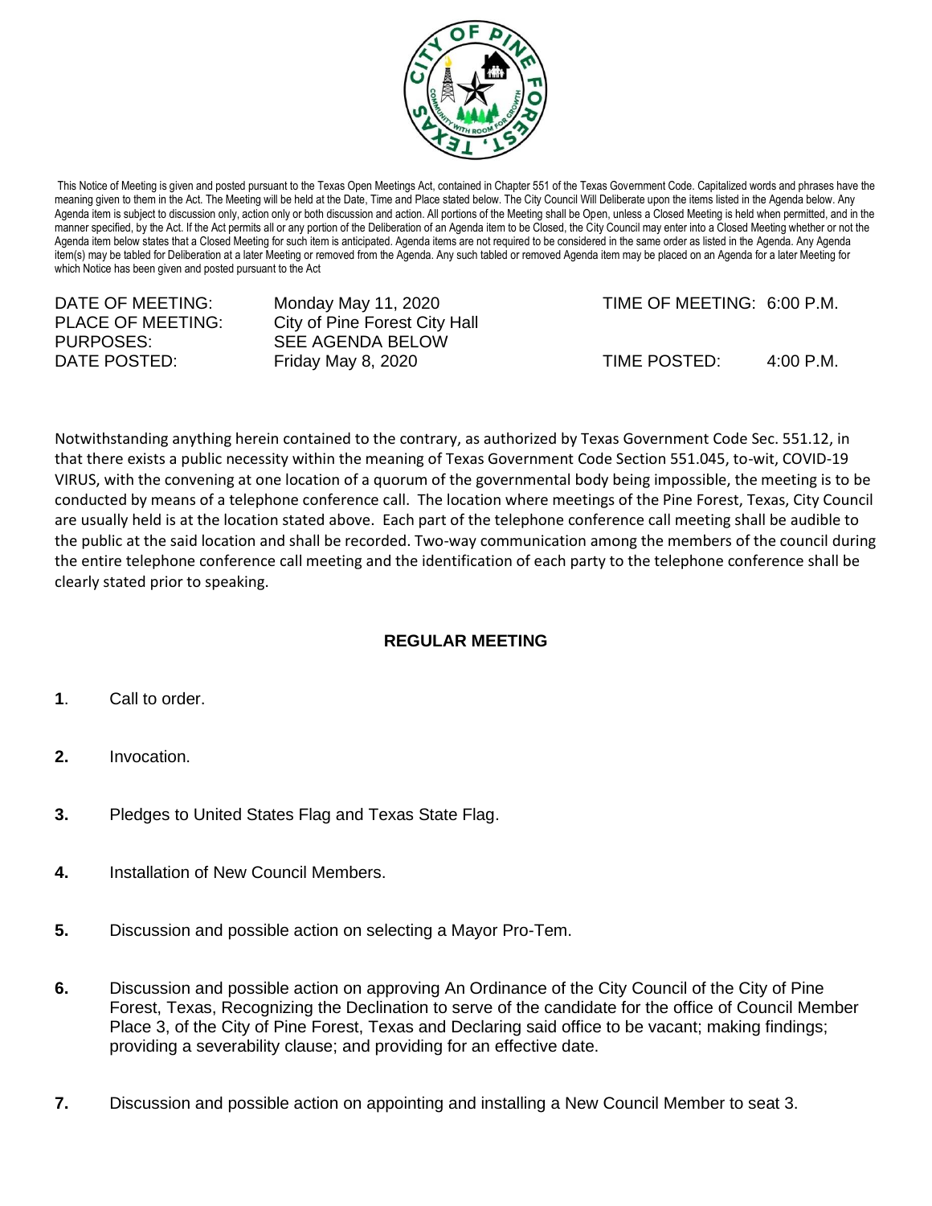This Notice of Meeting is given and posted pursuant to the Texas Open Meetings Act, contained in Chapter 551 of the Texas Government Code. Capitalized words and phrases have the meaning given to them in the Act. The Meeting will be held at the Date, Time and Place stated below. The City Council Will Deliberate upon the items listed in the Agenda below. Any Agenda item is subject to discussion only, action only or both discussion and action. All portions of the Meeting shall be Open, unless a Closed Meeting is held when permitted, and in the manner specified, by the Act. If the Act permits all or any portion of the Deliberation of an Agenda item to be Closed, the City Council may enter into a Closed Meeting whether or not the Agenda item below states that a Closed Meeting for such item is anticipated. Agenda items are not required to be considered in the same order as listed in the Agenda. Any Agenda item(s) may be tabled for Deliberation at a later Meeting or removed from the Agenda. Any such tabled or removed Agenda item may be placed on an Agenda for a later Meeting for which Notice has been given and posted pursuant to the Act

DATE OF MEETING: Monday May 11, 2020 TIME OF MEETING: 6:00 P.M.
PLACE OF MEETING: City of Pine Forest City Hall
PURPOSES: SEE AGENDA BELOW
DATE POSTED: Friday May 8, 2020 TIME POSTED: 4:00 P.M.

Notwithstanding anything herein contained to the contrary, as authorized by Texas Government Code Sec. 551.12, in that there exists a public necessity within the meaning of Texas Government Code Section 551.045, to-wit, COVID-19 VIRUS, with the convening at one location of a quorum of the governmental body being impossible, the meeting is to be conducted by means of a telephone conference call. The location where meetings of the Pine Forest, Texas, City Council are usually held is at the location stated above. Each part of the telephone conference call meeting shall be audible to the public at the said location and shall be recorded. Two-way communication among the members of the council during the entire telephone conference call meeting and the identification of each party to the telephone conference shall be clearly stated prior to speaking.

## REGULAR MEETING

**1**. Call to order.

**2.** Invocation.

**3.** Pledges to United States Flag and Texas State Flag.

**4.** Installation of New Council Members.

**5.** Discussion and possible action on selecting a Mayor Pro-Tem.

**6.** Discussion and possible action on approving An Ordinance of the City Council of the City of Pine Forest, Texas, Recognizing the Declination to serve of the candidate for the office of Council Member Place 3, of the City of Pine Forest, Texas and Declaring said office to be vacant; making findings; providing a severability clause; and providing for an effective date.

**7.** Discussion and possible action on appointing and installing a New Council Member to seat 3.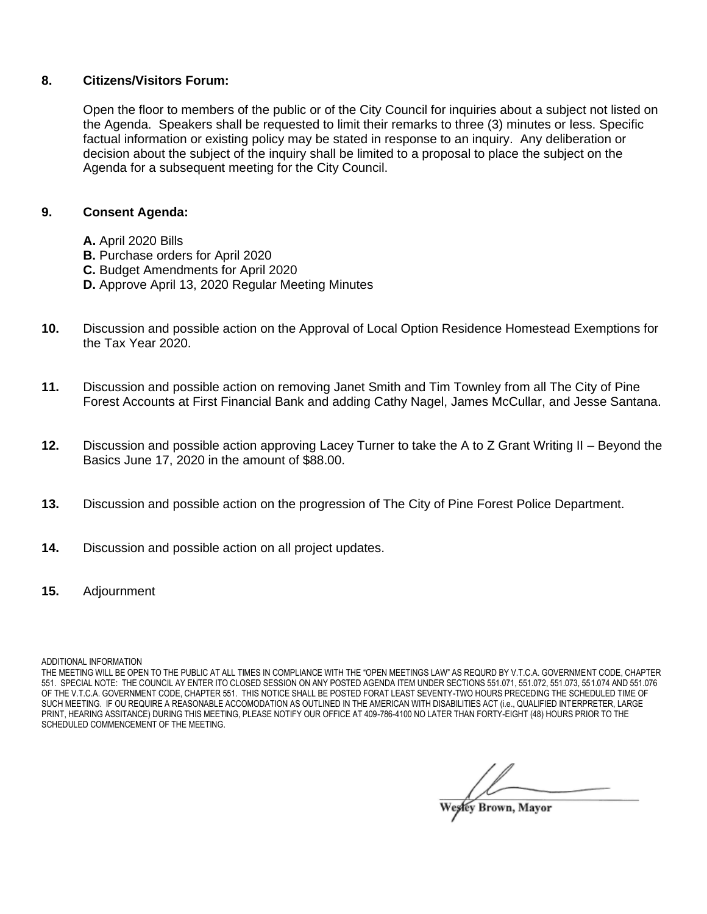**8. Citizens/Visitors Forum:**

Open the floor to members of the public or of the City Council for inquiries about a subject not listed on the Agenda. Speakers shall be requested to limit their remarks to three (3) minutes or less. Specific factual information or existing policy may be stated in response to an inquiry. Any deliberation or decision about the subject of the inquiry shall be limited to a proposal to place the subject on the Agenda for a subsequent meeting for the City Council.

**9. Consent Agenda:**

**A.** April 2020 Bills
**B.** Purchase orders for April 2020
**C.** Budget Amendments for April 2020
**D.** Approve April 13, 2020 Regular Meeting Minutes

**10.** Discussion and possible action on the Approval of Local Option Residence Homestead Exemptions for the Tax Year 2020.

**11.** Discussion and possible action on removing Janet Smith and Tim Townley from all The City of Pine Forest Accounts at First Financial Bank and adding Cathy Nagel, James McCullar, and Jesse Santana.

**12.** Discussion and possible action approving Lacey Turner to take the A to Z Grant Writing II – Beyond the Basics June 17, 2020 in the amount of $88.00.

**13.** Discussion and possible action on the progression of The City of Pine Forest Police Department.

**14.** Discussion and possible action on all project updates.

**15.** Adjournment

ADDITIONAL INFORMATION
THE MEETING WILL BE OPEN TO THE PUBLIC AT ALL TIMES IN COMPLIANCE WITH THE "OPEN MEETINGS LAW" AS REQURD BY V.T.C.A. GOVERNMENT CODE, CHAPTER 551. SPECIAL NOTE: THE COUNCIL AY ENTER ITO CLOSED SESSION ON ANY POSTED AGENDA ITEM UNDER SECTIONS 551.071, 551.072, 551.073, 551.074 AND 551.076 OF THE V.T.C.A. GOVERNMENT CODE, CHAPTER 551. THIS NOTICE SHALL BE POSTED FORAT LEAST SEVENTY-TWO HOURS PRECEDING THE SCHEDULED TIME OF SUCH MEETING. IF OU REQUIRE A REASONABLE ACCOMODATION AS OUTLINED IN THE AMERICAN WITH DISABILITIES ACT (i.e., QUALIFIED INTERPRETER, LARGE PRINT, HEARING ASSITANCE) DURING THIS MEETING, PLEASE NOTIFY OUR OFFICE AT 409-786-4100 NO LATER THAN FORTY-EIGHT (48) HOURS PRIOR TO THE SCHEDULED COMMENCEMENT OF THE MEETING.

Wesley Brown, Mayor